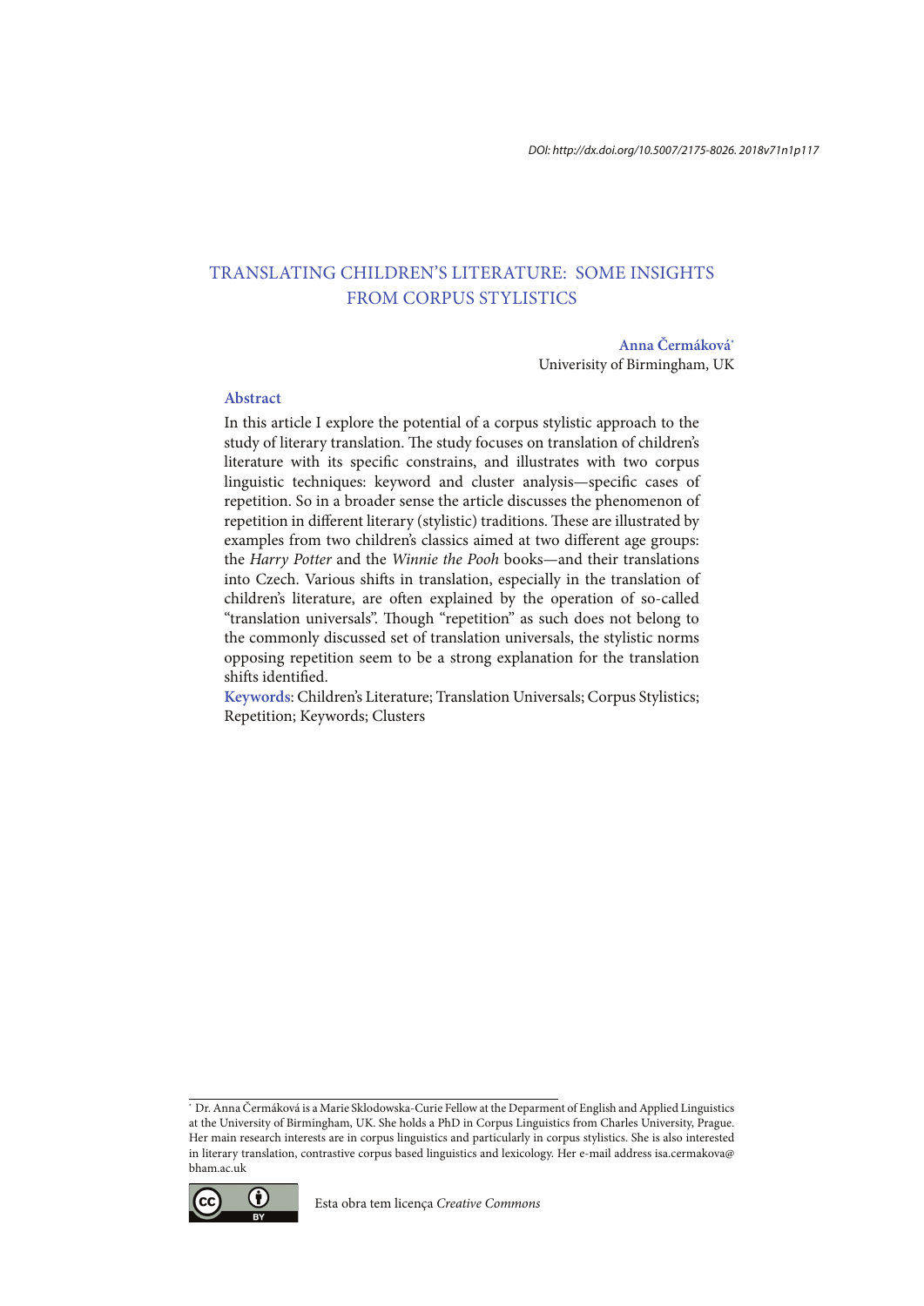DOI: http://dx.doi.org/10.5007/2175-8026. 2018v71n1p117

# TRANSLATING CHILDREN'S LITERATURE: SOME INSIGHTS FROM CORPUS STYLISTICS

**Anna Čermáková***
Univerisity of Birmingham, UK

## Abstract

In this article I explore the potential of a corpus stylistic approach to the study of literary translation. The study focuses on translation of children's literature with its specific constrains, and illustrates with two corpus linguistic techniques: keyword and cluster analysis—specific cases of repetition. So in a broader sense the article discusses the phenomenon of repetition in different literary (stylistic) traditions. These are illustrated by examples from two children's classics aimed at two different age groups: the *Harry Potter* and the *Winnie the Pooh* books—and their translations into Czech. Various shifts in translation, especially in the translation of children's literature, are often explained by the operation of so-called "translation universals". Though "repetition" as such does not belong to the commonly discussed set of translation universals, the stylistic norms opposing repetition seem to be a strong explanation for the translation shifts identified.

**Keywords**: Children's Literature; Translation Universals; Corpus Stylistics; Repetition; Keywords; Clusters

---

* Dr. Anna Čermáková is a Marie Sklodowska-Curie Fellow at the Deparment of English and Applied Linguistics at the University of Birmingham, UK. She holds a PhD in Corpus Linguistics from Charles University, Prague. Her main research interests are in corpus linguistics and particularly in corpus stylistics. She is also interested in literary translation, contrastive corpus based linguistics and lexicology. Her e-mail address isa.cermakova@bham.ac.uk

Esta obra tem licença *Creative Commons*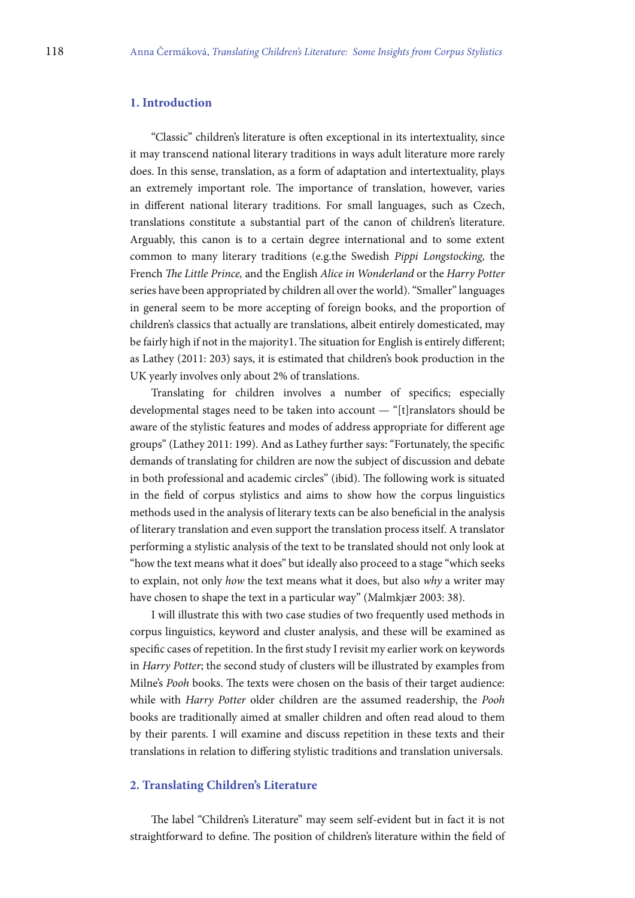## 1. Introduction

"Classic" children's literature is often exceptional in its intertextuality, since it may transcend national literary traditions in ways adult literature more rarely does. In this sense, translation, as a form of adaptation and intertextuality, plays an extremely important role. The importance of translation, however, varies in different national literary traditions. For small languages, such as Czech, translations constitute a substantial part of the canon of children's literature. Arguably, this canon is to a certain degree international and to some extent common to many literary traditions (e.g.the Swedish *Pippi Longstocking,* the French *The Little Prince,* and the English *Alice in Wonderland* or the *Harry Potter* series have been appropriated by children all over the world). "Smaller" languages in general seem to be more accepting of foreign books, and the proportion of children's classics that actually are translations, albeit entirely domesticated, may be fairly high if not in the majority1. The situation for English is entirely different; as Lathey (2011: 203) says, it is estimated that children's book production in the UK yearly involves only about 2% of translations.

Translating for children involves a number of specifics; especially developmental stages need to be taken into account — "[t]ranslators should be aware of the stylistic features and modes of address appropriate for different age groups" (Lathey 2011: 199). And as Lathey further says: "Fortunately, the specific demands of translating for children are now the subject of discussion and debate in both professional and academic circles" (ibid). The following work is situated in the field of corpus stylistics and aims to show how the corpus linguistics methods used in the analysis of literary texts can be also beneficial in the analysis of literary translation and even support the translation process itself. A translator performing a stylistic analysis of the text to be translated should not only look at "how the text means what it does" but ideally also proceed to a stage "which seeks to explain, not only *how* the text means what it does, but also *why* a writer may have chosen to shape the text in a particular way" (Malmkjær 2003: 38).

I will illustrate this with two case studies of two frequently used methods in corpus linguistics, keyword and cluster analysis, and these will be examined as specific cases of repetition. In the first study I revisit my earlier work on keywords in *Harry Potter*; the second study of clusters will be illustrated by examples from Milne's *Pooh* books. The texts were chosen on the basis of their target audience: while with *Harry Potter* older children are the assumed readership, the *Pooh* books are traditionally aimed at smaller children and often read aloud to them by their parents. I will examine and discuss repetition in these texts and their translations in relation to differing stylistic traditions and translation universals.

## 2. Translating Children's Literature

The label "Children's Literature" may seem self-evident but in fact it is not straightforward to define. The position of children's literature within the field of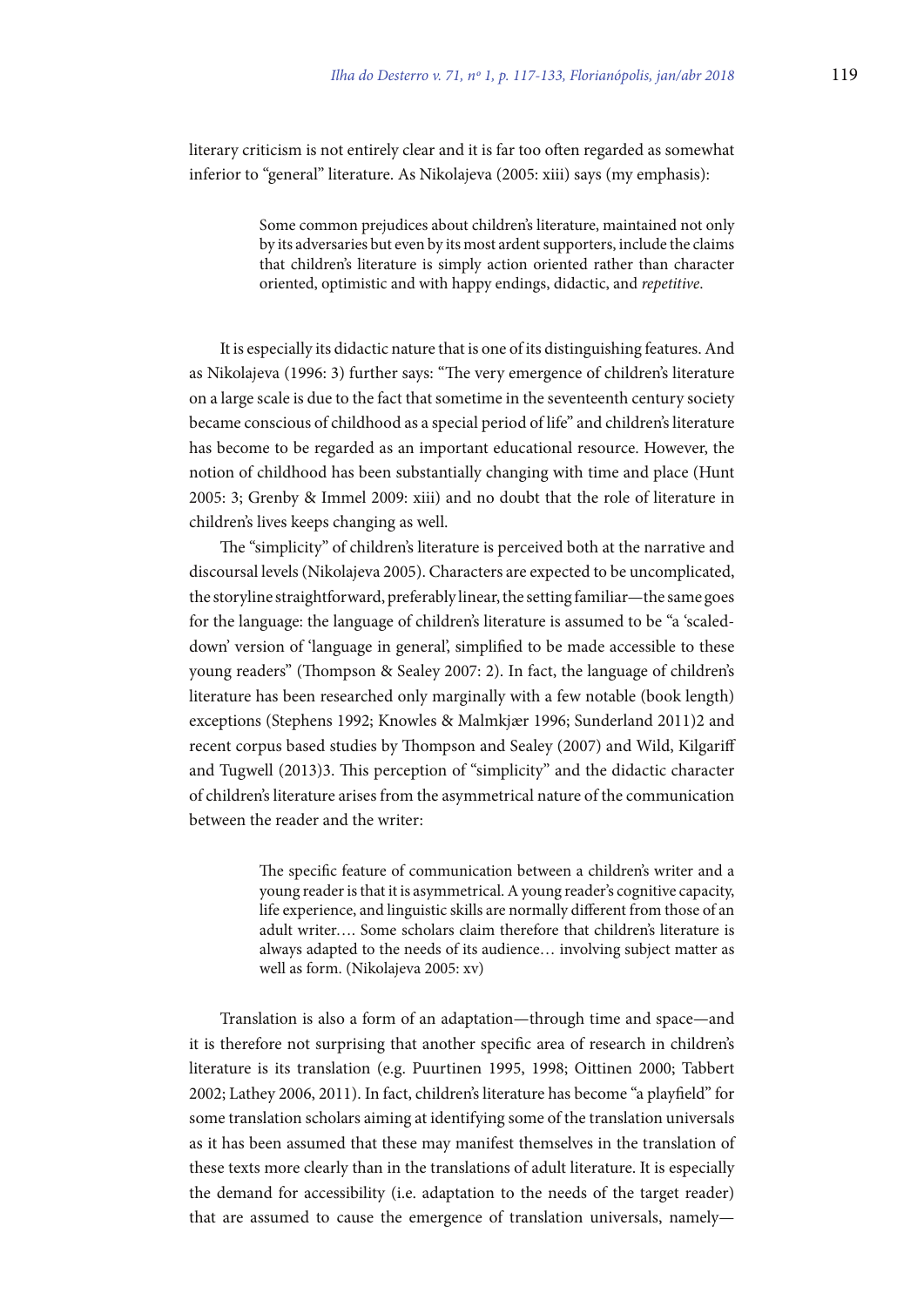literary criticism is not entirely clear and it is far too often regarded as somewhat inferior to "general" literature. As Nikolajeva (2005: xiii) says (my emphasis):

> Some common prejudices about children's literature, maintained not only by its adversaries but even by its most ardent supporters, include the claims that children's literature is simply action oriented rather than character oriented, optimistic and with happy endings, didactic, and *repetitive*.

It is especially its didactic nature that is one of its distinguishing features. And as Nikolajeva (1996: 3) further says: "The very emergence of children's literature on a large scale is due to the fact that sometime in the seventeenth century society became conscious of childhood as a special period of life" and children's literature has become to be regarded as an important educational resource. However, the notion of childhood has been substantially changing with time and place (Hunt 2005: 3; Grenby & Immel 2009: xiii) and no doubt that the role of literature in children's lives keeps changing as well.

The "simplicity" of children's literature is perceived both at the narrative and discoursal levels (Nikolajeva 2005). Characters are expected to be uncomplicated, the storyline straightforward, preferably linear, the setting familiar—the same goes for the language: the language of children's literature is assumed to be "a 'scaled-down' version of 'language in general', simplified to be made accessible to these young readers" (Thompson & Sealey 2007: 2). In fact, the language of children's literature has been researched only marginally with a few notable (book length) exceptions (Stephens 1992; Knowles & Malmkjær 1996; Sunderland 2011)2 and recent corpus based studies by Thompson and Sealey (2007) and Wild, Kilgariff and Tugwell (2013)3. This perception of "simplicity" and the didactic character of children's literature arises from the asymmetrical nature of the communication between the reader and the writer:

> The specific feature of communication between a children's writer and a young reader is that it is asymmetrical. A young reader's cognitive capacity, life experience, and linguistic skills are normally different from those of an adult writer…. Some scholars claim therefore that children's literature is always adapted to the needs of its audience… involving subject matter as well as form. (Nikolajeva 2005: xv)

Translation is also a form of an adaptation—through time and space—and it is therefore not surprising that another specific area of research in children's literature is its translation (e.g. Puurtinen 1995, 1998; Oittinen 2000; Tabbert 2002; Lathey 2006, 2011). In fact, children's literature has become "a playfield" for some translation scholars aiming at identifying some of the translation universals as it has been assumed that these may manifest themselves in the translation of these texts more clearly than in the translations of adult literature. It is especially the demand for accessibility (i.e. adaptation to the needs of the target reader) that are assumed to cause the emergence of translation universals, namely—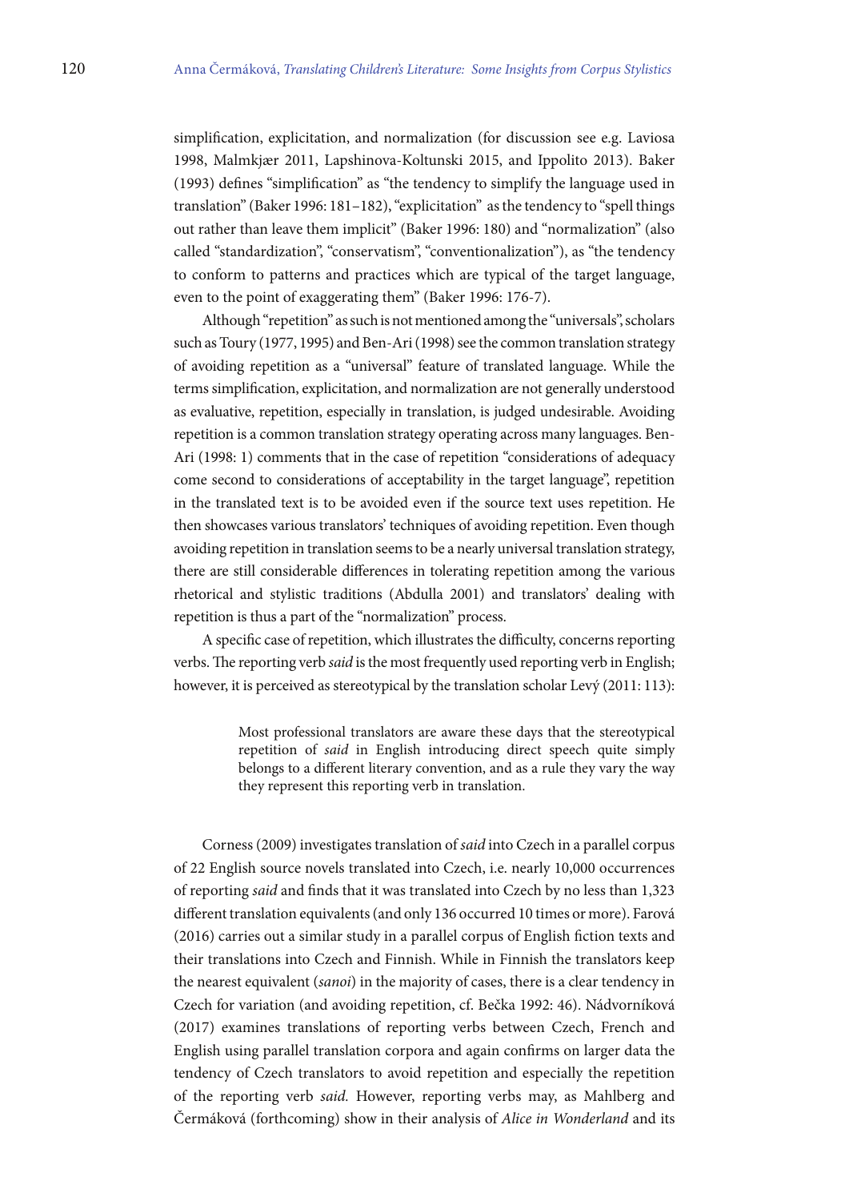simplification, explicitation, and normalization (for discussion see e.g. Laviosa 1998, Malmkjær 2011, Lapshinova-Koltunski 2015, and Ippolito 2013). Baker (1993) defines "simplification" as "the tendency to simplify the language used in translation" (Baker 1996: 181–182), "explicitation" as the tendency to "spell things out rather than leave them implicit" (Baker 1996: 180) and "normalization" (also called "standardization", "conservatism", "conventionalization"), as "the tendency to conform to patterns and practices which are typical of the target language, even to the point of exaggerating them" (Baker 1996: 176-7).

Although "repetition" as such is not mentioned among the "universals", scholars such as Toury (1977, 1995) and Ben-Ari (1998) see the common translation strategy of avoiding repetition as a "universal" feature of translated language. While the terms simplification, explicitation, and normalization are not generally understood as evaluative, repetition, especially in translation, is judged undesirable. Avoiding repetition is a common translation strategy operating across many languages. Ben-Ari (1998: 1) comments that in the case of repetition "considerations of adequacy come second to considerations of acceptability in the target language", repetition in the translated text is to be avoided even if the source text uses repetition. He then showcases various translators' techniques of avoiding repetition. Even though avoiding repetition in translation seems to be a nearly universal translation strategy, there are still considerable differences in tolerating repetition among the various rhetorical and stylistic traditions (Abdulla 2001) and translators' dealing with repetition is thus a part of the "normalization" process.

A specific case of repetition, which illustrates the difficulty, concerns reporting verbs. The reporting verb *said* is the most frequently used reporting verb in English; however, it is perceived as stereotypical by the translation scholar Levý (2011: 113):

> Most professional translators are aware these days that the stereotypical repetition of *said* in English introducing direct speech quite simply belongs to a different literary convention, and as a rule they vary the way they represent this reporting verb in translation.

Corness (2009) investigates translation of *said* into Czech in a parallel corpus of 22 English source novels translated into Czech, i.e. nearly 10,000 occurrences of reporting *said* and finds that it was translated into Czech by no less than 1,323 different translation equivalents (and only 136 occurred 10 times or more). Farová (2016) carries out a similar study in a parallel corpus of English fiction texts and their translations into Czech and Finnish. While in Finnish the translators keep the nearest equivalent (*sanoi*) in the majority of cases, there is a clear tendency in Czech for variation (and avoiding repetition, cf. Bečka 1992: 46). Nádvorníková (2017) examines translations of reporting verbs between Czech, French and English using parallel translation corpora and again confirms on larger data the tendency of Czech translators to avoid repetition and especially the repetition of the reporting verb *said.* However, reporting verbs may, as Mahlberg and Čermáková (forthcoming) show in their analysis of *Alice in Wonderland* and its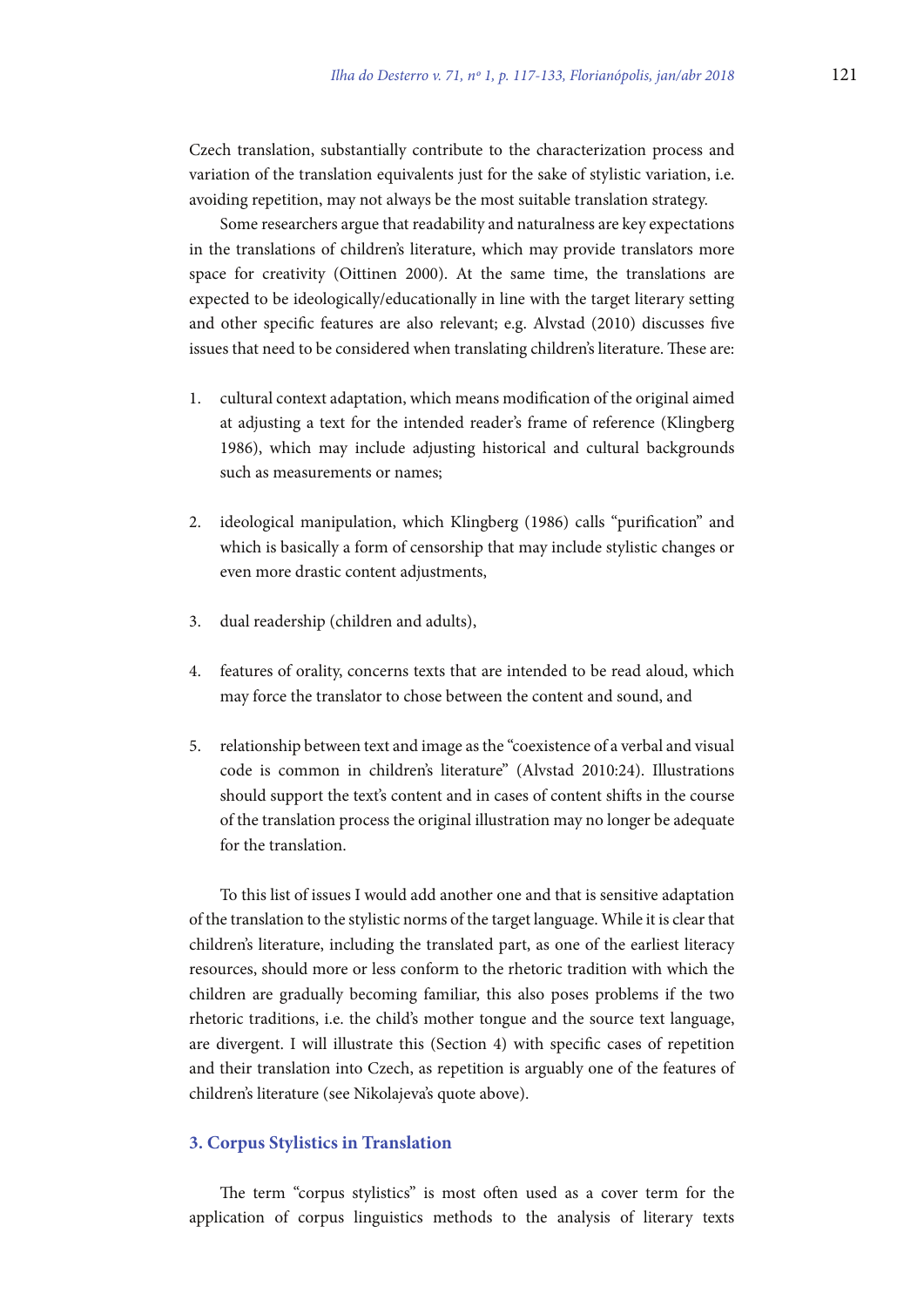Czech translation, substantially contribute to the characterization process and variation of the translation equivalents just for the sake of stylistic variation, i.e. avoiding repetition, may not always be the most suitable translation strategy.

Some researchers argue that readability and naturalness are key expectations in the translations of children's literature, which may provide translators more space for creativity (Oittinen 2000). At the same time, the translations are expected to be ideologically/educationally in line with the target literary setting and other specific features are also relevant; e.g. Alvstad (2010) discusses five issues that need to be considered when translating children's literature. These are:

1. cultural context adaptation, which means modification of the original aimed at adjusting a text for the intended reader's frame of reference (Klingberg 1986), which may include adjusting historical and cultural backgrounds such as measurements or names;

2. ideological manipulation, which Klingberg (1986) calls "purification" and which is basically a form of censorship that may include stylistic changes or even more drastic content adjustments,

3. dual readership (children and adults),

4. features of orality, concerns texts that are intended to be read aloud, which may force the translator to chose between the content and sound, and

5. relationship between text and image as the "coexistence of a verbal and visual code is common in children's literature" (Alvstad 2010:24). Illustrations should support the text's content and in cases of content shifts in the course of the translation process the original illustration may no longer be adequate for the translation.

To this list of issues I would add another one and that is sensitive adaptation of the translation to the stylistic norms of the target language. While it is clear that children's literature, including the translated part, as one of the earliest literacy resources, should more or less conform to the rhetoric tradition with which the children are gradually becoming familiar, this also poses problems if the two rhetoric traditions, i.e. the child's mother tongue and the source text language, are divergent. I will illustrate this (Section 4) with specific cases of repetition and their translation into Czech, as repetition is arguably one of the features of children's literature (see Nikolajeva's quote above).

## 3. Corpus Stylistics in Translation

The term "corpus stylistics" is most often used as a cover term for the application of corpus linguistics methods to the analysis of literary texts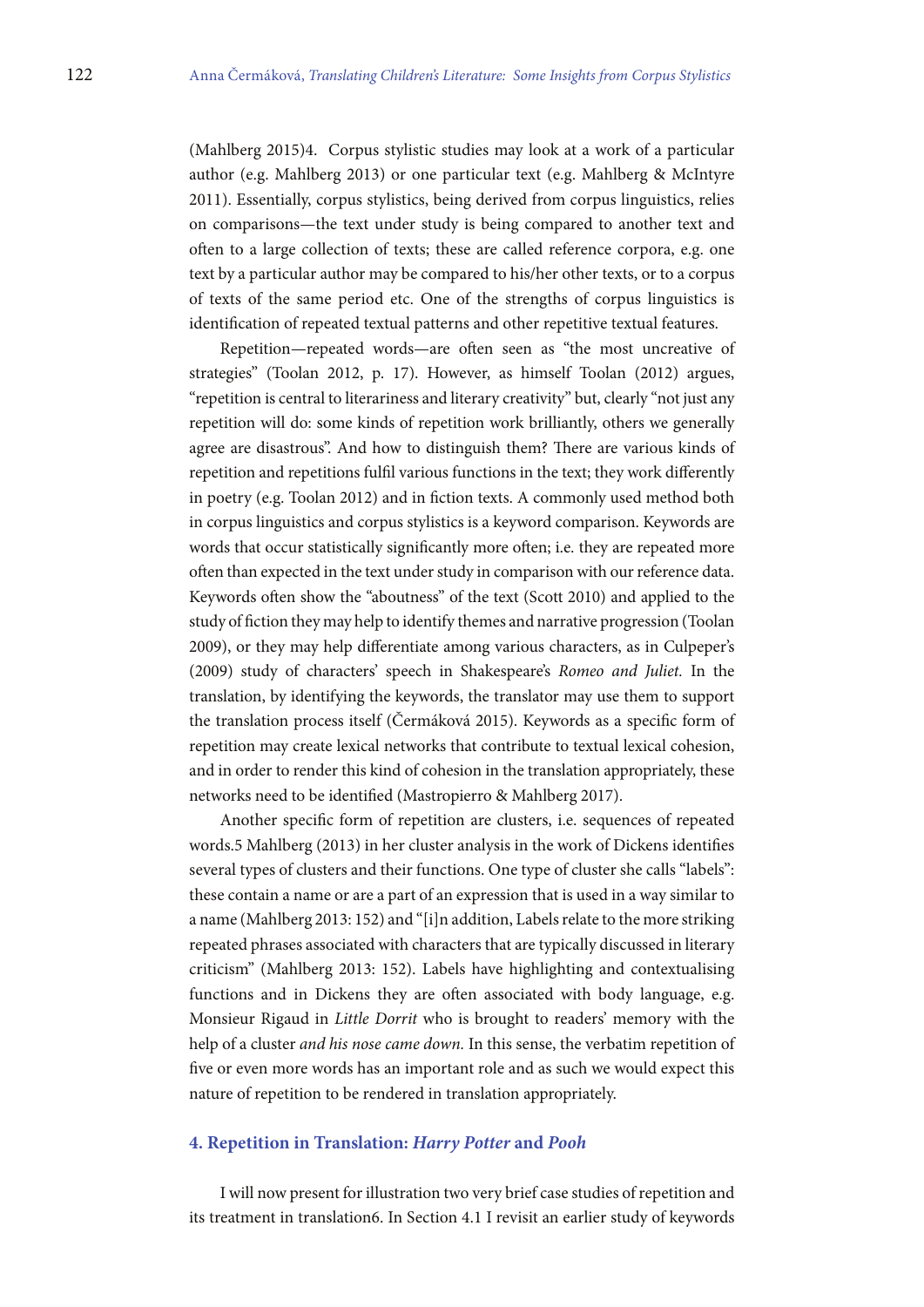(Mahlberg 2015)4. Corpus stylistic studies may look at a work of a particular author (e.g. Mahlberg 2013) or one particular text (e.g. Mahlberg & McIntyre 2011). Essentially, corpus stylistics, being derived from corpus linguistics, relies on comparisons—the text under study is being compared to another text and often to a large collection of texts; these are called reference corpora, e.g. one text by a particular author may be compared to his/her other texts, or to a corpus of texts of the same period etc. One of the strengths of corpus linguistics is identification of repeated textual patterns and other repetitive textual features.

Repetition—repeated words—are often seen as "the most uncreative of strategies" (Toolan 2012, p. 17). However, as himself Toolan (2012) argues, "repetition is central to literariness and literary creativity" but, clearly "not just any repetition will do: some kinds of repetition work brilliantly, others we generally agree are disastrous". And how to distinguish them? There are various kinds of repetition and repetitions fulfil various functions in the text; they work differently in poetry (e.g. Toolan 2012) and in fiction texts. A commonly used method both in corpus linguistics and corpus stylistics is a keyword comparison. Keywords are words that occur statistically significantly more often; i.e. they are repeated more often than expected in the text under study in comparison with our reference data. Keywords often show the "aboutness" of the text (Scott 2010) and applied to the study of fiction they may help to identify themes and narrative progression (Toolan 2009), or they may help differentiate among various characters, as in Culpeper's (2009) study of characters' speech in Shakespeare's *Romeo and Juliet.* In the translation, by identifying the keywords, the translator may use them to support the translation process itself (Čermáková 2015). Keywords as a specific form of repetition may create lexical networks that contribute to textual lexical cohesion, and in order to render this kind of cohesion in the translation appropriately, these networks need to be identified (Mastropierro & Mahlberg 2017).

Another specific form of repetition are clusters, i.e. sequences of repeated words.5 Mahlberg (2013) in her cluster analysis in the work of Dickens identifies several types of clusters and their functions. One type of cluster she calls "labels": these contain a name or are a part of an expression that is used in a way similar to a name (Mahlberg 2013: 152) and "[i]n addition, Labels relate to the more striking repeated phrases associated with characters that are typically discussed in literary criticism" (Mahlberg 2013: 152). Labels have highlighting and contextualising functions and in Dickens they are often associated with body language, e.g. Monsieur Rigaud in *Little Dorrit* who is brought to readers' memory with the help of a cluster *and his nose came down.* In this sense, the verbatim repetition of five or even more words has an important role and as such we would expect this nature of repetition to be rendered in translation appropriately.

## 4. Repetition in Translation: *Harry Potter* and *Pooh*

I will now present for illustration two very brief case studies of repetition and its treatment in translation6. In Section 4.1 I revisit an earlier study of keywords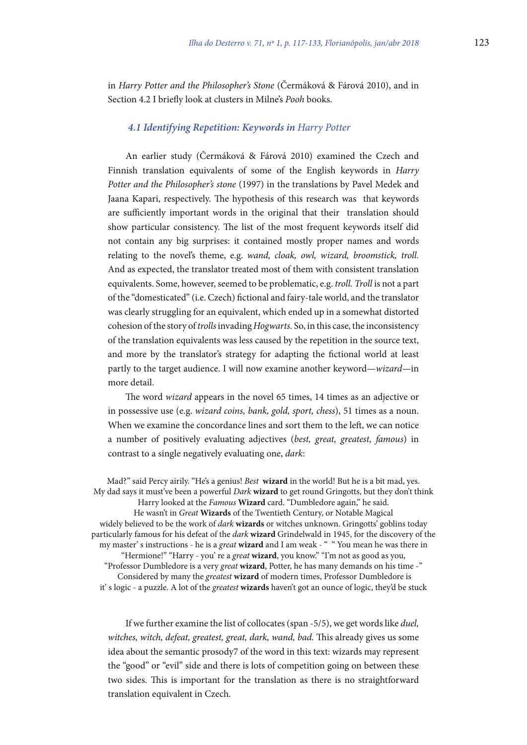in *Harry Potter and the Philosopher's Stone* (Čermáková & Fárová 2010), and in Section 4.2 I briefly look at clusters in Milne's *Pooh* books.

### *4.1 Identifying Repetition: Keywords in* Harry Potter

An earlier study (Čermáková & Fárová 2010) examined the Czech and Finnish translation equivalents of some of the English keywords in *Harry Potter and the Philosopher's stone* (1997) in the translations by Pavel Medek and Jaana Kapari, respectively. The hypothesis of this research was that keywords are sufficiently important words in the original that their translation should show particular consistency. The list of the most frequent keywords itself did not contain any big surprises: it contained mostly proper names and words relating to the novel's theme, e.g. *wand, cloak, owl, wizard, broomstick, troll.* And as expected, the translator treated most of them with consistent translation equivalents. Some, however, seemed to be problematic, e.g. *troll. Troll* is not a part of the "domesticated" (i.e. Czech) fictional and fairy-tale world, and the translator was clearly struggling for an equivalent, which ended up in a somewhat distorted cohesion of the story of *trolls* invading *Hogwarts*. So, in this case, the inconsistency of the translation equivalents was less caused by the repetition in the source text, and more by the translator's strategy for adapting the fictional world at least partly to the target audience. I will now examine another keyword—*wizard*—in more detail.

The word *wizard* appears in the novel 65 times, 14 times as an adjective or in possessive use (e.g. *wizard coins, bank, gold, sport, chess*), 51 times as a noun. When we examine the concordance lines and sort them to the left, we can notice a number of positively evaluating adjectives (*best, great, greatest, famous*) in contrast to a single negatively evaluating one, *dark*:

Mad?" said Percy airily. "He's a genius! *Best* **wizard** in the world! But he is a bit mad, yes.
My dad says it must've been a powerful *Dark* **wizard** to get round Gringotts, but they don't think
Harry looked at the *Famous* **Wizard** card. "Dumbledore again," he said.
He wasn't in *Great* **Wizards** of the Twentieth Century, or Notable Magical
widely believed to be the work of *dark* **wizards** or witches unknown. Gringotts' goblins today
particularly famous for his defeat of the *dark* **wizard** Grindelwald in 1945, for the discovery of the
my master' s instructions - he is a *great* **wizard** and I am weak - " " You mean he was there in
"Hermione!" "Harry - you' re a *great* **wizard**, you know." "I'm not as good as you,
"Professor Dumbledore is a very *great* **wizard**, Potter, he has many demands on his time -"
Considered by many the *greatest* **wizard** of modern times, Professor Dumbledore is
it' s logic - a puzzle. A lot of the *greatest* **wizards** haven't got an ounce of logic, they'd be stuck

If we further examine the list of collocates (span -5/5), we get words like *duel, witches, witch, defeat, greatest, great, dark, wand, bad.* This already gives us some idea about the semantic prosody7 of the word in this text: wizards may represent the "good" or "evil" side and there is lots of competition going on between these two sides. This is important for the translation as there is no straightforward translation equivalent in Czech.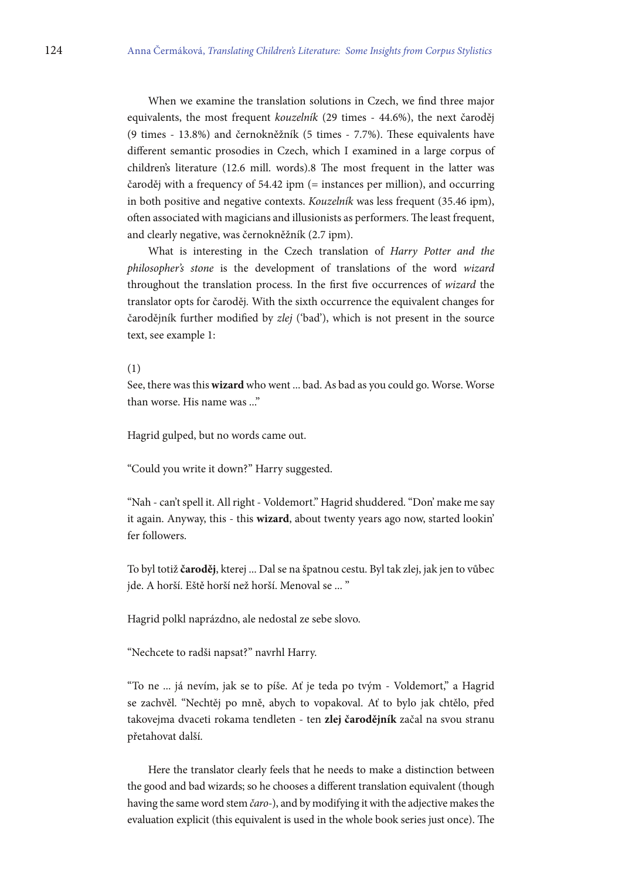When we examine the translation solutions in Czech, we find three major equivalents, the most frequent *kouzelník* (29 times - 44.6%), the next čaroděj (9 times - 13.8%) and černokněžník (5 times - 7.7%). These equivalents have different semantic prosodies in Czech, which I examined in a large corpus of children's literature (12.6 mill. words).8 The most frequent in the latter was čaroděj with a frequency of 54.42 ipm (= instances per million), and occurring in both positive and negative contexts. *Kouzelník* was less frequent (35.46 ipm), often associated with magicians and illusionists as performers. The least frequent, and clearly negative, was černokněžník (2.7 ipm).

What is interesting in the Czech translation of *Harry Potter and the philosopher's stone* is the development of translations of the word *wizard* throughout the translation process. In the first five occurrences of *wizard* the translator opts for čaroděj*.* With the sixth occurrence the equivalent changes for čarodějník further modified by *zlej* ('bad'), which is not present in the source text, see example 1:

(1)

See, there was this **wizard** who went ... bad. As bad as you could go. Worse. Worse than worse. His name was ..."

Hagrid gulped, but no words came out.

"Could you write it down?" Harry suggested.

"Nah - can't spell it. All right - Voldemort." Hagrid shuddered. "Don' make me say it again. Anyway, this - this **wizard**, about twenty years ago now, started lookin' fer followers.

To byl totiž **čaroděj**, kterej ... Dal se na špatnou cestu. Byl tak zlej, jak jen to vůbec jde. A horší. Eště horší než horší. Menoval se ... "

Hagrid polkl naprázdno, ale nedostal ze sebe slovo.

"Nechcete to radši napsat?" navrhl Harry.

"To ne ... já nevím, jak se to píše. Ať je teda po tvým - Voldemort," a Hagrid se zachvěl. "Nechtěj po mně, abych to vopakoval. Ať to bylo jak chtělo, před takovejma dvaceti rokama tendleten - ten **zlej čarodějník** začal na svou stranu přetahovat další.

Here the translator clearly feels that he needs to make a distinction between the good and bad wizards; so he chooses a different translation equivalent (though having the same word stem *čaro-*), and by modifying it with the adjective makes the evaluation explicit (this equivalent is used in the whole book series just once). The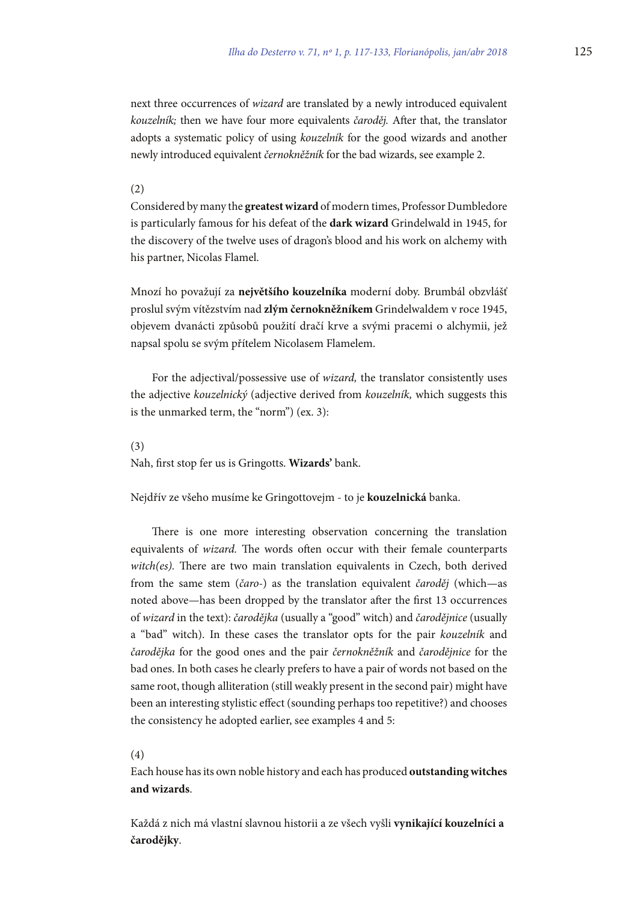next three occurrences of *wizard* are translated by a newly introduced equivalent *kouzelník;* then we have four more equivalents *čaroděj.* After that, the translator adopts a systematic policy of using *kouzelník* for the good wizards and another newly introduced equivalent *černokněžník* for the bad wizards, see example 2.

(2)

Considered by many the **greatest wizard** of modern times, Professor Dumbledore is particularly famous for his defeat of the **dark wizard** Grindelwald in 1945, for the discovery of the twelve uses of dragon's blood and his work on alchemy with his partner, Nicolas Flamel.

Mnozí ho považují za **největšího kouzelníka** moderní doby. Brumbál obzvlášť proslul svým vítězstvím nad **zlým černokněžníkem** Grindelwaldem v roce 1945, objevem dvanácti způsobů použití dračí krve a svými pracemi o alchymii, jež napsal spolu se svým přítelem Nicolasem Flamelem.

For the adjectival/possessive use of *wizard,* the translator consistently uses the adjective *kouzelnický* (adjective derived from *kouzelník,* which suggests this is the unmarked term, the "norm") (ex. 3):

(3)

Nah, first stop fer us is Gringotts. **Wizards'** bank.

Nejdřív ze všeho musíme ke Gringottovejm - to je **kouzelnická** banka.

There is one more interesting observation concerning the translation equivalents of *wizard.* The words often occur with their female counterparts *witch(es).* There are two main translation equivalents in Czech, both derived from the same stem (*čaro-*) as the translation equivalent *čaroděj* (which—as noted above—has been dropped by the translator after the first 13 occurrences of *wizard* in the text): *čarodějka* (usually a "good" witch) and *čarodějnice* (usually a "bad" witch). In these cases the translator opts for the pair *kouzelník* and *čarodějka* for the good ones and the pair *černokněžník* and *čarodějnice* for the bad ones. In both cases he clearly prefers to have a pair of words not based on the same root, though alliteration (still weakly present in the second pair) might have been an interesting stylistic effect (sounding perhaps too repetitive?) and chooses the consistency he adopted earlier, see examples 4 and 5:

(4)

Each house has its own noble history and each has produced **outstanding witches and wizards**.

Každá z nich má vlastní slavnou historii a ze všech vyšli **vynikající kouzelníci a čarodějky**.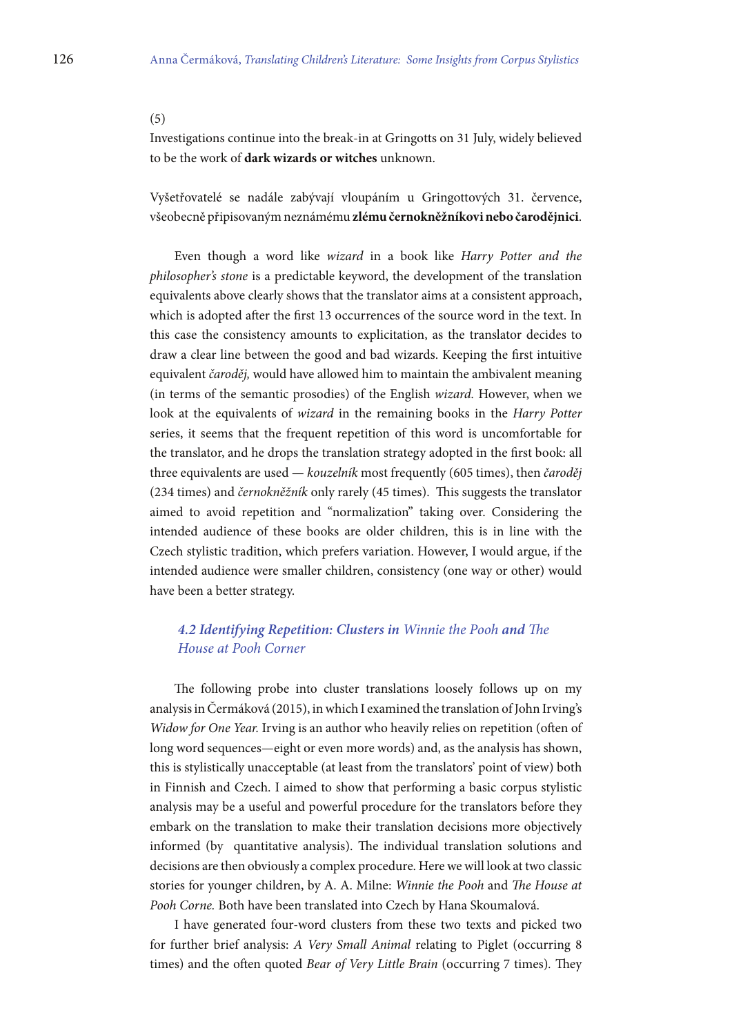(5)

Investigations continue into the break-in at Gringotts on 31 July, widely believed to be the work of **dark wizards or witches** unknown.

Vyšetřovatelé se nadále zabývají vloupáním u Gringottových 31. července, všeobecně připisovaným neznámému **zlému černokněžníkovi nebo čarodějnici**.

Even though a word like *wizard* in a book like *Harry Potter and the philosopher's stone* is a predictable keyword, the development of the translation equivalents above clearly shows that the translator aims at a consistent approach, which is adopted after the first 13 occurrences of the source word in the text. In this case the consistency amounts to explicitation, as the translator decides to draw a clear line between the good and bad wizards. Keeping the first intuitive equivalent *čaroděj,* would have allowed him to maintain the ambivalent meaning (in terms of the semantic prosodies) of the English *wizard.* However, when we look at the equivalents of *wizard* in the remaining books in the *Harry Potter* series, it seems that the frequent repetition of this word is uncomfortable for the translator, and he drops the translation strategy adopted in the first book: all three equivalents are used — *kouzelník* most frequently (605 times), then *čaroděj* (234 times) and *černokněžník* only rarely (45 times). This suggests the translator aimed to avoid repetition and "normalization" taking over. Considering the intended audience of these books are older children, this is in line with the Czech stylistic tradition, which prefers variation. However, I would argue, if the intended audience were smaller children, consistency (one way or other) would have been a better strategy.

### *4.2 Identifying Repetition: Clusters in* Winnie the Pooh *and* The House at Pooh Corner

The following probe into cluster translations loosely follows up on my analysis in Čermáková (2015), in which I examined the translation of John Irving's *Widow for One Year.* Irving is an author who heavily relies on repetition (often of long word sequences—eight or even more words) and, as the analysis has shown, this is stylistically unacceptable (at least from the translators' point of view) both in Finnish and Czech. I aimed to show that performing a basic corpus stylistic analysis may be a useful and powerful procedure for the translators before they embark on the translation to make their translation decisions more objectively informed (by quantitative analysis). The individual translation solutions and decisions are then obviously a complex procedure. Here we will look at two classic stories for younger children, by A. A. Milne: *Winnie the Pooh* and *The House at Pooh Corne.* Both have been translated into Czech by Hana Skoumalová.

I have generated four-word clusters from these two texts and picked two for further brief analysis: *A Very Small Animal* relating to Piglet (occurring 8 times) and the often quoted *Bear of Very Little Brain* (occurring 7 times). They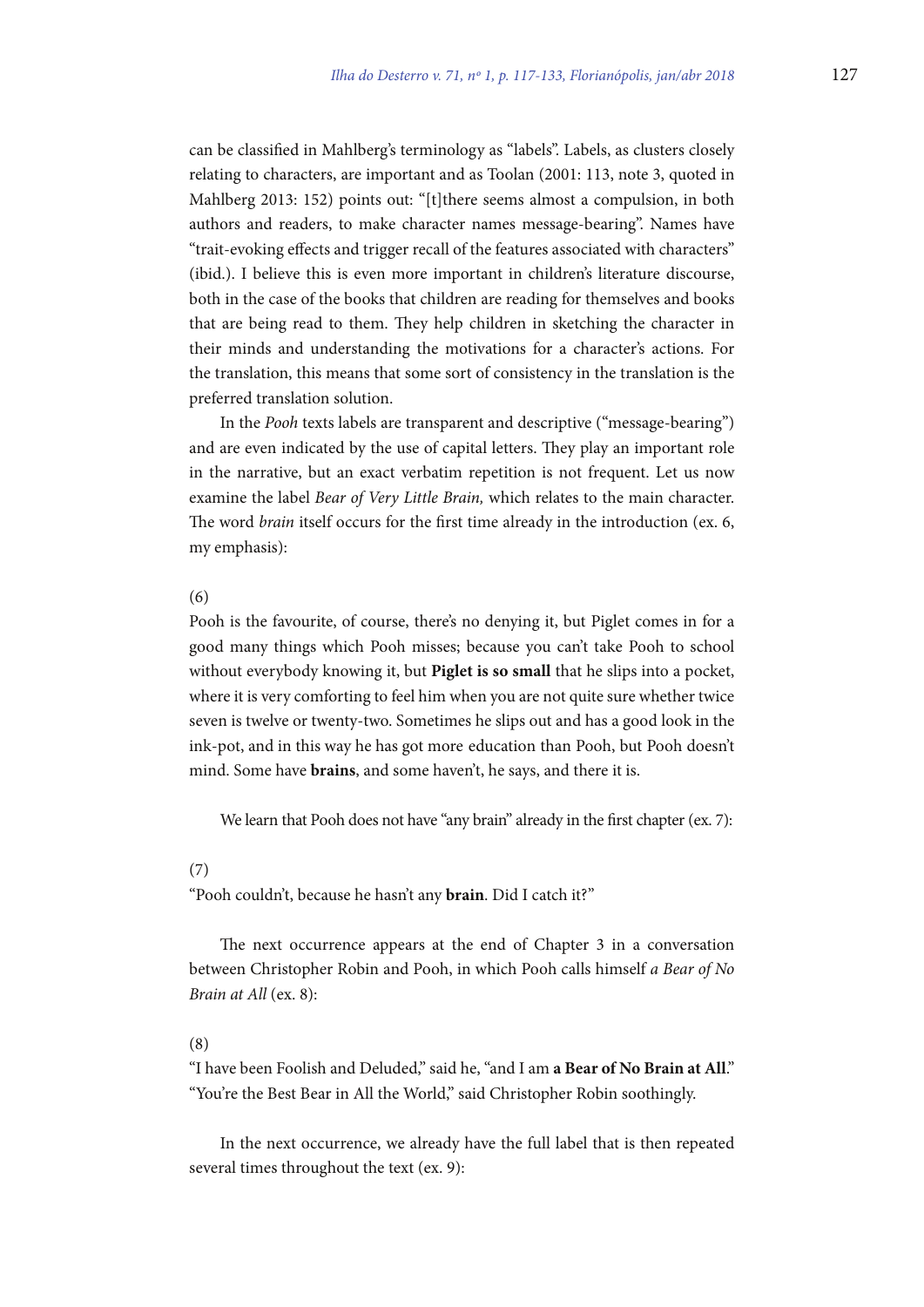can be classified in Mahlberg's terminology as "labels". Labels, as clusters closely relating to characters, are important and as Toolan (2001: 113, note 3, quoted in Mahlberg 2013: 152) points out: "[t]there seems almost a compulsion, in both authors and readers, to make character names message-bearing". Names have "trait-evoking effects and trigger recall of the features associated with characters" (ibid.). I believe this is even more important in children's literature discourse, both in the case of the books that children are reading for themselves and books that are being read to them. They help children in sketching the character in their minds and understanding the motivations for a character's actions. For the translation, this means that some sort of consistency in the translation is the preferred translation solution.

In the *Pooh* texts labels are transparent and descriptive ("message-bearing") and are even indicated by the use of capital letters. They play an important role in the narrative, but an exact verbatim repetition is not frequent. Let us now examine the label *Bear of Very Little Brain,* which relates to the main character. The word *brain* itself occurs for the first time already in the introduction (ex. 6, my emphasis):

(6)

Pooh is the favourite, of course, there's no denying it, but Piglet comes in for a good many things which Pooh misses; because you can't take Pooh to school without everybody knowing it, but **Piglet is so small** that he slips into a pocket, where it is very comforting to feel him when you are not quite sure whether twice seven is twelve or twenty-two. Sometimes he slips out and has a good look in the ink-pot, and in this way he has got more education than Pooh, but Pooh doesn't mind. Some have **brains**, and some haven't, he says, and there it is.

We learn that Pooh does not have "any brain" already in the first chapter (ex. 7):

(7)

"Pooh couldn't, because he hasn't any **brain**. Did I catch it?"

The next occurrence appears at the end of Chapter 3 in a conversation between Christopher Robin and Pooh, in which Pooh calls himself *a Bear of No Brain at All* (ex. 8):

(8)

"I have been Foolish and Deluded," said he, "and I am **a Bear of No Brain at All**."
"You're the Best Bear in All the World," said Christopher Robin soothingly.

In the next occurrence, we already have the full label that is then repeated several times throughout the text (ex. 9):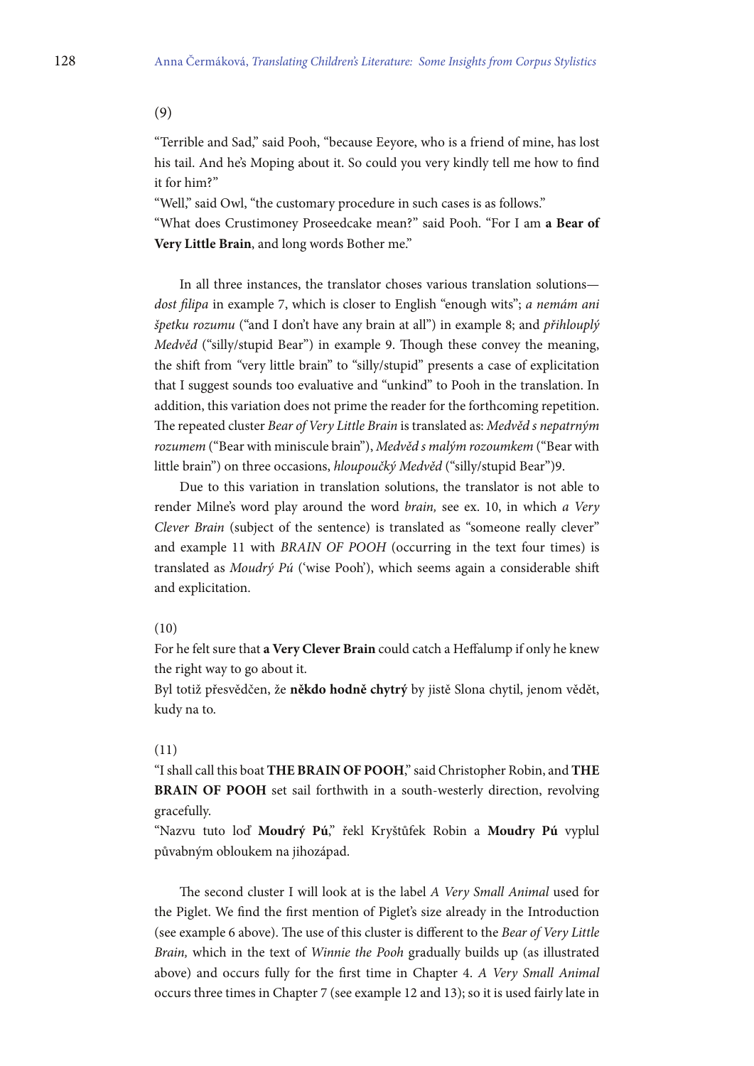(9)

"Terrible and Sad," said Pooh, "because Eeyore, who is a friend of mine, has lost his tail. And he's Moping about it. So could you very kindly tell me how to find it for him?"

"Well," said Owl, "the customary procedure in such cases is as follows."

"What does Crustimoney Proseedcake mean?" said Pooh. "For I am **a Bear of Very Little Brain**, and long words Bother me."

In all three instances, the translator choses various translation solutions—*dost filipa* in example 7, which is closer to English "enough wits"; *a nemám ani špetku rozumu* ("and I don't have any brain at all") in example 8; and *přihlouplý Medvěd* ("silly/stupid Bear") in example 9. Though these convey the meaning, the shift from "very little brain" to "silly/stupid" presents a case of explicitation that I suggest sounds too evaluative and "unkind" to Pooh in the translation. In addition, this variation does not prime the reader for the forthcoming repetition. The repeated cluster *Bear of Very Little Brain* is translated as: *Medvěd s nepatrným rozumem* ("Bear with miniscule brain"), *Medvěd s malým rozoumkem* ("Bear with little brain") on three occasions, *hloupoučký Medvěd* ("silly/stupid Bear")9.

Due to this variation in translation solutions, the translator is not able to render Milne's word play around the word *brain,* see ex. 10, in which *a Very Clever Brain* (subject of the sentence) is translated as "someone really clever" and example 11 with *BRAIN OF POOH* (occurring in the text four times) is translated as *Moudrý Pú* ('wise Pooh'), which seems again a considerable shift and explicitation.

(10)

For he felt sure that **a Very Clever Brain** could catch a Heffalump if only he knew the right way to go about it.

Byl totiž přesvědčen, že **někdo hodně chytrý** by jistě Slona chytil, jenom vědět, kudy na to.

(11)

"I shall call this boat **THE BRAIN OF POOH**," said Christopher Robin, and **THE BRAIN OF POOH** set sail forthwith in a south-westerly direction, revolving gracefully.

"Nazvu tuto loď **Moudrý Pú**," řekl Kryštůfek Robin a **Moudry Pú** vyplul půvabným obloukem na jihozápad.

The second cluster I will look at is the label *A Very Small Animal* used for the Piglet. We find the first mention of Piglet's size already in the Introduction (see example 6 above). The use of this cluster is different to the *Bear of Very Little Brain,* which in the text of *Winnie the Pooh* gradually builds up (as illustrated above) and occurs fully for the first time in Chapter 4. *A Very Small Animal* occurs three times in Chapter 7 (see example 12 and 13); so it is used fairly late in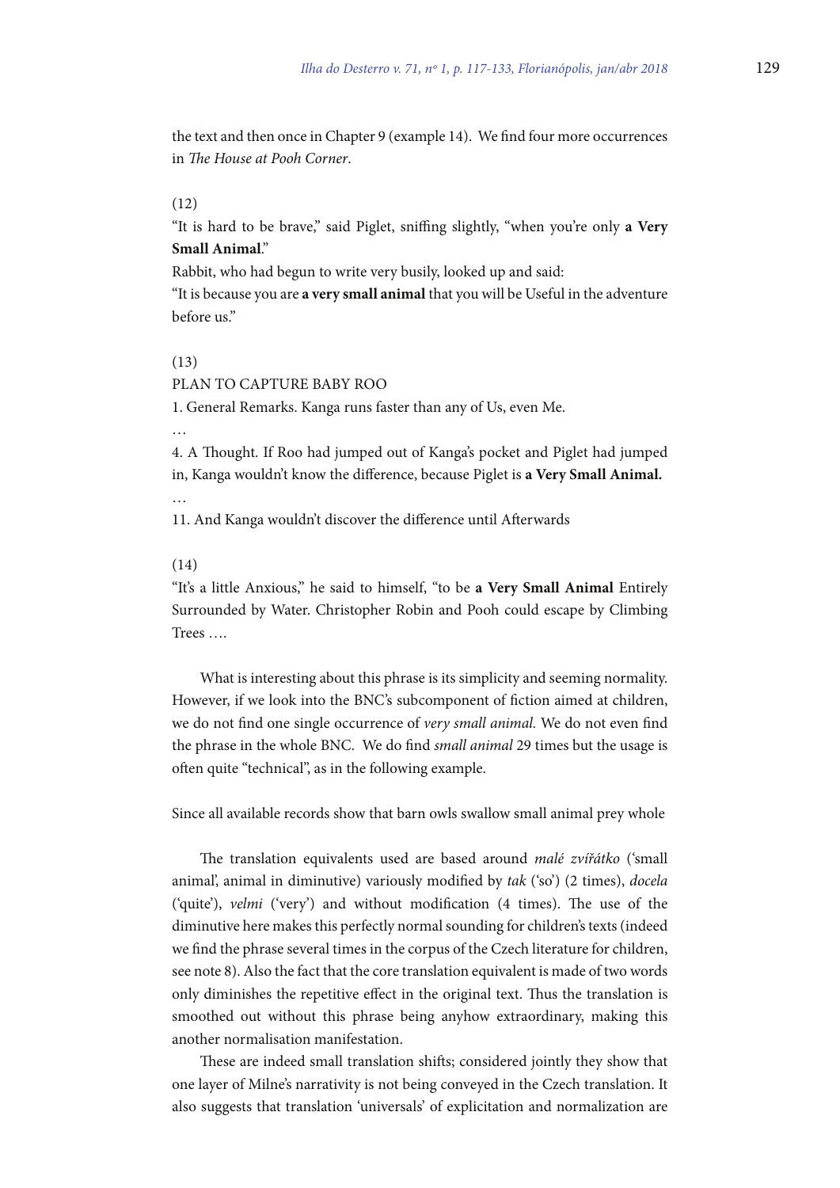the text and then once in Chapter 9 (example 14). We find four more occurrences in *The House at Pooh Corner*.

(12)

"It is hard to be brave," said Piglet, sniffing slightly, "when you're only **a Very Small Animal**."

Rabbit, who had begun to write very busily, looked up and said:

"It is because you are **a very small animal** that you will be Useful in the adventure before us."

(13)

PLAN TO CAPTURE BABY ROO

1. General Remarks. Kanga runs faster than any of Us, even Me.

…

4. A Thought. If Roo had jumped out of Kanga's pocket and Piglet had jumped in, Kanga wouldn't know the difference, because Piglet is **a Very Small Animal.**

…

11. And Kanga wouldn't discover the difference until Afterwards

(14)

"It's a little Anxious," he said to himself, "to be **a Very Small Animal** Entirely Surrounded by Water. Christopher Robin and Pooh could escape by Climbing Trees ….

What is interesting about this phrase is its simplicity and seeming normality. However, if we look into the BNC's subcomponent of fiction aimed at children, we do not find one single occurrence of *very small animal.* We do not even find the phrase in the whole BNC. We do find *small animal* 29 times but the usage is often quite "technical", as in the following example.

Since all available records show that barn owls swallow small animal prey whole

The translation equivalents used are based around *malé zvířátko* ('small animal', animal in diminutive) variously modified by *tak* ('so') (2 times), *docela* ('quite'), *velmi* ('very') and without modification (4 times). The use of the diminutive here makes this perfectly normal sounding for children's texts (indeed we find the phrase several times in the corpus of the Czech literature for children, see note 8). Also the fact that the core translation equivalent is made of two words only diminishes the repetitive effect in the original text. Thus the translation is smoothed out without this phrase being anyhow extraordinary, making this another normalisation manifestation.

These are indeed small translation shifts; considered jointly they show that one layer of Milne's narrativity is not being conveyed in the Czech translation. It also suggests that translation 'universals' of explicitation and normalization are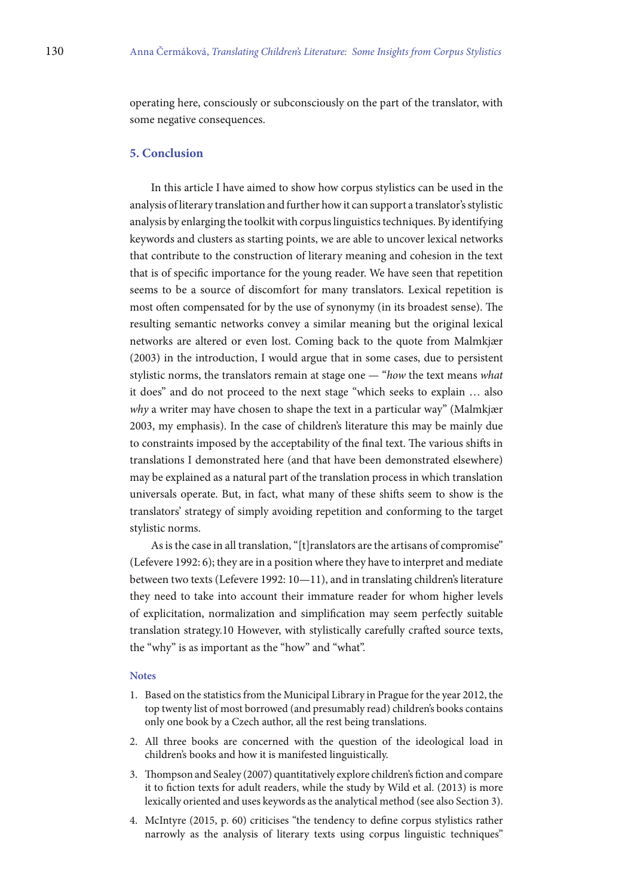operating here, consciously or subconsciously on the part of the translator, with some negative consequences.

## 5. Conclusion

In this article I have aimed to show how corpus stylistics can be used in the analysis of literary translation and further how it can support a translator's stylistic analysis by enlarging the toolkit with corpus linguistics techniques. By identifying keywords and clusters as starting points, we are able to uncover lexical networks that contribute to the construction of literary meaning and cohesion in the text that is of specific importance for the young reader. We have seen that repetition seems to be a source of discomfort for many translators. Lexical repetition is most often compensated for by the use of synonymy (in its broadest sense). The resulting semantic networks convey a similar meaning but the original lexical networks are altered or even lost. Coming back to the quote from Malmkjær (2003) in the introduction, I would argue that in some cases, due to persistent stylistic norms, the translators remain at stage one — "*how* the text means *what* it does" and do not proceed to the next stage "which seeks to explain … also *why* a writer may have chosen to shape the text in a particular way" (Malmkjær 2003, my emphasis). In the case of children's literature this may be mainly due to constraints imposed by the acceptability of the final text. The various shifts in translations I demonstrated here (and that have been demonstrated elsewhere) may be explained as a natural part of the translation process in which translation universals operate. But, in fact, what many of these shifts seem to show is the translators' strategy of simply avoiding repetition and conforming to the target stylistic norms.

As is the case in all translation, "[t]ranslators are the artisans of compromise" (Lefevere 1992: 6); they are in a position where they have to interpret and mediate between two texts (Lefevere 1992: 10—11), and in translating children's literature they need to take into account their immature reader for whom higher levels of explicitation, normalization and simplification may seem perfectly suitable translation strategy.10 However, with stylistically carefully crafted source texts, the "why" is as important as the "how" and "what".

### Notes

1. Based on the statistics from the Municipal Library in Prague for the year 2012, the top twenty list of most borrowed (and presumably read) children's books contains only one book by a Czech author, all the rest being translations.
2. All three books are concerned with the question of the ideological load in children's books and how it is manifested linguistically.
3. Thompson and Sealey (2007) quantitatively explore children's fiction and compare it to fiction texts for adult readers, while the study by Wild et al. (2013) is more lexically oriented and uses keywords as the analytical method (see also Section 3).
4. McIntyre (2015, p. 60) criticises "the tendency to define corpus stylistics rather narrowly as the analysis of literary texts using corpus linguistic techniques"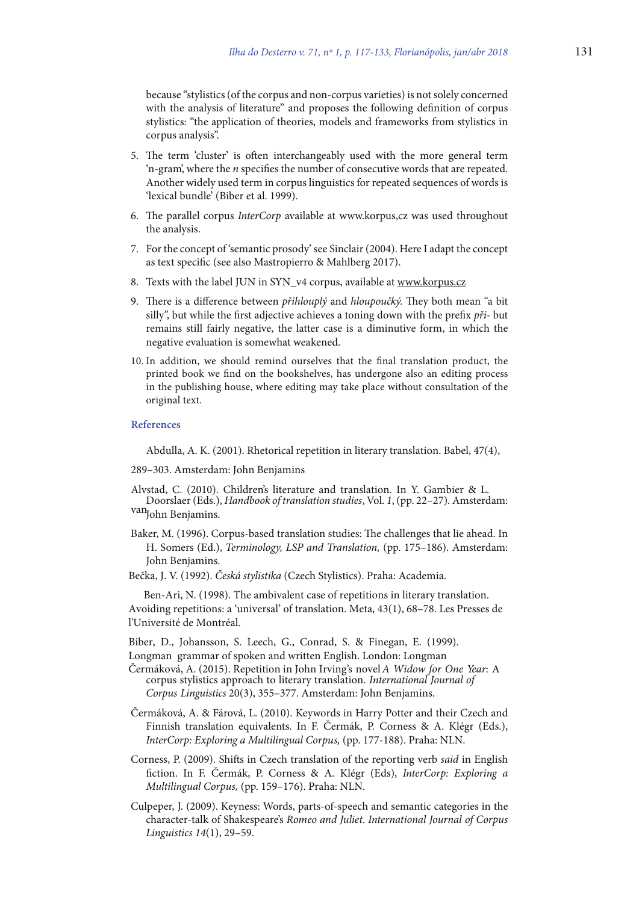because "stylistics (of the corpus and non-corpus varieties) is not solely concerned with the analysis of literature" and proposes the following definition of corpus stylistics: "the application of theories, models and frameworks from stylistics in corpus analysis".

5. The term 'cluster' is often interchangeably used with the more general term 'n-gram', where the *n* specifies the number of consecutive words that are repeated. Another widely used term in corpus linguistics for repeated sequences of words is 'lexical bundle' (Biber et al. 1999).
6. The parallel corpus *InterCorp* available at www.korpus,cz was used throughout the analysis.
7. For the concept of 'semantic prosody' see Sinclair (2004). Here I adapt the concept as text specific (see also Mastropierro & Mahlberg 2017).
8. Texts with the label JUN in SYN_v4 corpus, available at www.korpus.cz
9. There is a difference between *přihlouplý* and *hloupoučký.* They both mean "a bit silly", but while the first adjective achieves a toning down with the prefix *při-* but remains still fairly negative, the latter case is a diminutive form, in which the negative evaluation is somewhat weakened.
10. In addition, we should remind ourselves that the final translation product, the printed book we find on the bookshelves, has undergone also an editing process in the publishing house, where editing may take place without consultation of the original text.

## References

Abdulla, A. K. (2001). Rhetorical repetition in literary translation. Babel, 47(4), 289–303. Amsterdam: John Benjamins

Alvstad, C. (2010). Children's literature and translation. In Y. Gambier & L. van Doorslaer (Eds.), *Handbook of translation studies*, Vol. *1*, (pp. 22–27). Amsterdam: John Benjamins.

Baker, M. (1996). Corpus-based translation studies: The challenges that lie ahead. In H. Somers (Ed.), *Terminology, LSP and Translation,* (pp. 175–186). Amsterdam: John Benjamins.

Bečka, J. V. (1992). *Česká stylistika* (Czech Stylistics). Praha: Academia.

Ben-Ari, N. (1998). The ambivalent case of repetitions in literary translation. Avoiding repetitions: a 'universal' of translation. Meta, 43(1), 68–78. Les Presses de l'Université de Montréal.

Biber, D., Johansson, S. Leech, G., Conrad, S. & Finegan, E. (1999). Longman grammar of spoken and written English. London: Longman

Čermáková, A. (2015). Repetition in John Irving's novel *A Widow for One Year*: A corpus stylistics approach to literary translation. *International Journal of Corpus Linguistics* 20(3), 355–377. Amsterdam: John Benjamins.

Čermáková, A. & Fárová, L. (2010). Keywords in Harry Potter and their Czech and Finnish translation equivalents. In F. Čermák, P. Corness & A. Klégr (Eds.), *InterCorp: Exploring a Multilingual Corpus,* (pp. 177-188). Praha: NLN.

Corness, P. (2009). Shifts in Czech translation of the reporting verb *said* in English fiction. In F. Čermák, P. Corness & A. Klégr (Eds), *InterCorp: Exploring a Multilingual Corpus,* (pp. 159–176). Praha: NLN.

Culpeper, J. (2009). Keyness: Words, parts-of-speech and semantic categories in the character-talk of Shakespeare's *Romeo and Juliet*. *International Journal of Corpus Linguistics 14*(1), 29–59.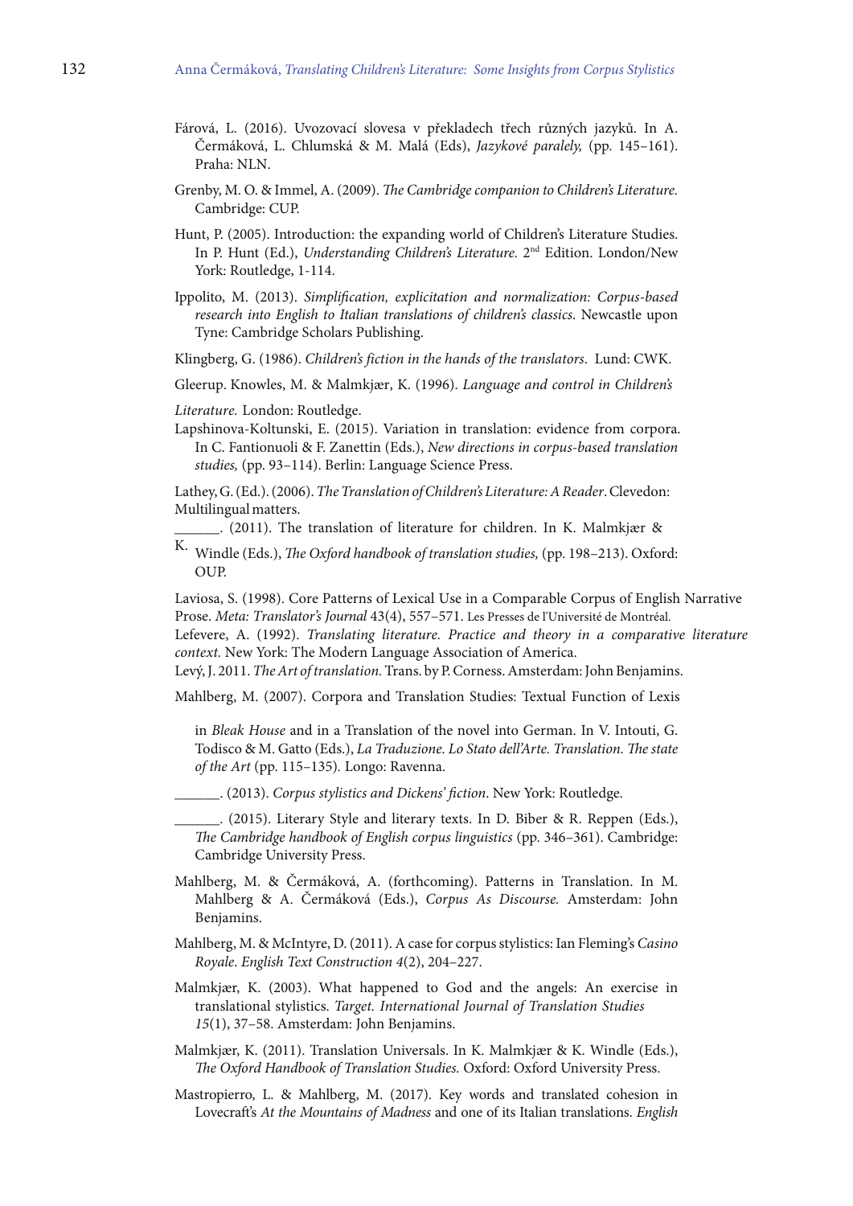Fárová, L. (2016). Uvozovací slovesa v překladech třech různých jazyků. In A. Čermáková, L. Chlumská & M. Malá (Eds), *Jazykové paralely,* (pp. 145–161). Praha: NLN.

Grenby, M. O. & Immel, A. (2009). *The Cambridge companion to Children's Literature.* Cambridge: CUP.

Hunt, P. (2005). Introduction: the expanding world of Children's Literature Studies. In P. Hunt (Ed.), *Understanding Children's Literature.* 2nd Edition. London/New York: Routledge, 1-114.

Ippolito, M. (2013). *Simplification, explicitation and normalization: Corpus-based research into English to Italian translations of children's classics*. Newcastle upon Tyne: Cambridge Scholars Publishing.

Klingberg, G. (1986). *Children's fiction in the hands of the translators*. Lund: CWK.

Gleerup. Knowles, M. & Malmkjær, K. (1996). *Language and control in Children's*

*Literature.* London: Routledge.

Lapshinova-Koltunski, E. (2015). Variation in translation: evidence from corpora. In C. Fantionuoli & F. Zanettin (Eds.), *New directions in corpus-based translation studies,* (pp. 93–114). Berlin: Language Science Press.

Lathey, G. (Ed.). (2006). *The Translation of Children's Literature: A Reader*. Clevedon: Multilingual matters.

______. (2011). The translation of literature for children. In K. Malmkjær & K. Windle (Eds.), *The Oxford handbook of translation studies,* (pp. 198–213). Oxford: OUP.

Laviosa, S. (1998). Core Patterns of Lexical Use in a Comparable Corpus of English Narrative Prose. *Meta: Translator's Journal* 43(4), 557–571. Les Presses de l'Université de Montréal.

Lefevere, A. (1992). *Translating literature. Practice and theory in a comparative literature context.* New York: The Modern Language Association of America.

Levý, J. 2011. *The Art of translation.* Trans. by P. Corness. Amsterdam: John Benjamins.

Mahlberg, M. (2007). Corpora and Translation Studies: Textual Function of Lexis in *Bleak House* and in a Translation of the novel into German. In V. Intouti, G. Todisco & M. Gatto (Eds.), *La Traduzione. Lo Stato dell'Arte. Translation. The state of the Art* (pp. 115–135). Longo: Ravenna.

______. (2013). *Corpus stylistics and Dickens' fiction*. New York: Routledge.

______. (2015). Literary Style and literary texts. In D. Biber & R. Reppen (Eds.), *The Cambridge handbook of English corpus linguistics* (pp. 346–361). Cambridge: Cambridge University Press.

Mahlberg, M. & Čermáková, A. (forthcoming). Patterns in Translation. In M. Mahlberg & A. Čermáková (Eds.), *Corpus As Discourse.* Amsterdam: John Benjamins.

Mahlberg, M. & McIntyre, D. (2011). A case for corpus stylistics: Ian Fleming's *Casino Royale*. *English Text Construction 4*(2), 204–227.

Malmkjær, K. (2003). What happened to God and the angels: An exercise in translational stylistics. *Target. International Journal of Translation Studies 15*(1), 37–58. Amsterdam: John Benjamins.

Malmkjær, K. (2011). Translation Universals. In K. Malmkjær & K. Windle (Eds.), *The Oxford Handbook of Translation Studies.* Oxford: Oxford University Press.

Mastropierro, L. & Mahlberg, M. (2017). Key words and translated cohesion in Lovecraft's *At the Mountains of Madness* and one of its Italian translations. *English*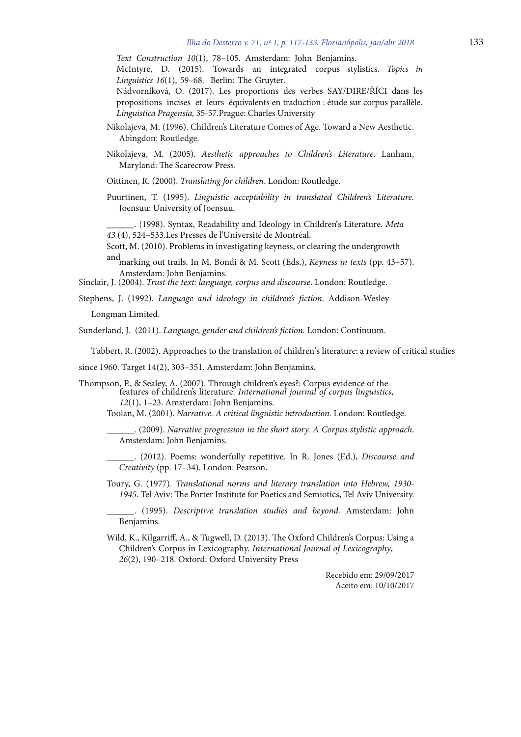*Text Construction 10*(1), 78–105. Amsterdam: John Benjamins.

McIntyre, D. (2015). Towards an integrated corpus stylistics. *Topics in Linguistics 16*(1), 59–68. Berlin: The Gruyter.

Nádvorníková, O. (2017). Les proportions des verbes SAY/DIRE/ŘÍCI dans les propositions incises et leurs équivalents en traduction : étude sur corpus parallèle. *Linguistica Pragensia,* 35-57.Prague: Charles University

Nikolajeva, M. (1996). Children's Literature Comes of Age. Toward a New Aesthetic. Abingdon: Routledge.

Nikolajeva, M. (2005). *Aesthetic approaches to Children's Literature.* Lanham, Maryland: The Scarecrow Press.

Oittinen, R. (2000). *Translating for children*. London: Routledge.

Puurtinen, T. (1995). *Linguistic acceptability in translated Children's Literature*. Joensuu: University of Joensuu.

______. (1998). Syntax, Readability and Ideology in Children's Literature. *Meta 43* (4), 524–533.Les Presses de l'Université de Montréal.

Scott, M. (2010). Problems in investigating keyness, or clearing the undergrowth and marking out trails. In M. Bondi & M. Scott (Eds.), *Keyness in texts* (pp. 43–57). Amsterdam: John Benjamins.

Sinclair, J. (2004). *Trust the text: language, corpus and discourse*. London: Routledge.

Stephens, J. (1992). *Language and ideology in children's fiction*. Addison-Wesley Longman Limited.

Sunderland, J. (2011). *Language, gender and children's fiction.* London: Continuum.

Tabbert, R. (2002). Approaches to the translation of children's literature: a review of critical studies since 1960. Target 14(2), 303–351. Amsterdam: John Benjamins.

Thompson, P., & Sealey, A. (2007). Through children's eyes?: Corpus evidence of the features of children's literature. *International journal of corpus linguistics*, *12*(1), 1–23. Amsterdam: John Benjamins.

Toolan, M. (2001). *Narrative. A critical linguistic introduction.* London: Routledge.

______. (2009). *Narrative progression in the short story. A Corpus stylistic approach.* Amsterdam: John Benjamins.

______. (2012). Poems: wonderfully repetitive. In R. Jones (Ed.), *Discourse and Creativity* (pp. 17–34). London: Pearson.

Toury, G. (1977). *Translational norms and literary translation into Hebrew, 1930-1945.* Tel Aviv: The Porter Institute for Poetics and Semiotics, Tel Aviv University.

______. (1995). *Descriptive translation studies and beyond*. Amsterdam: John Benjamins.

Wild, K., Kilgarriff, A., & Tugwell, D. (2013). The Oxford Children's Corpus: Using a Children's Corpus in Lexicography. *International Journal of Lexicography*, *26*(2), 190–218. Oxford: Oxford University Press

Recebido em: 29/09/2017
Aceito em: 10/10/2017